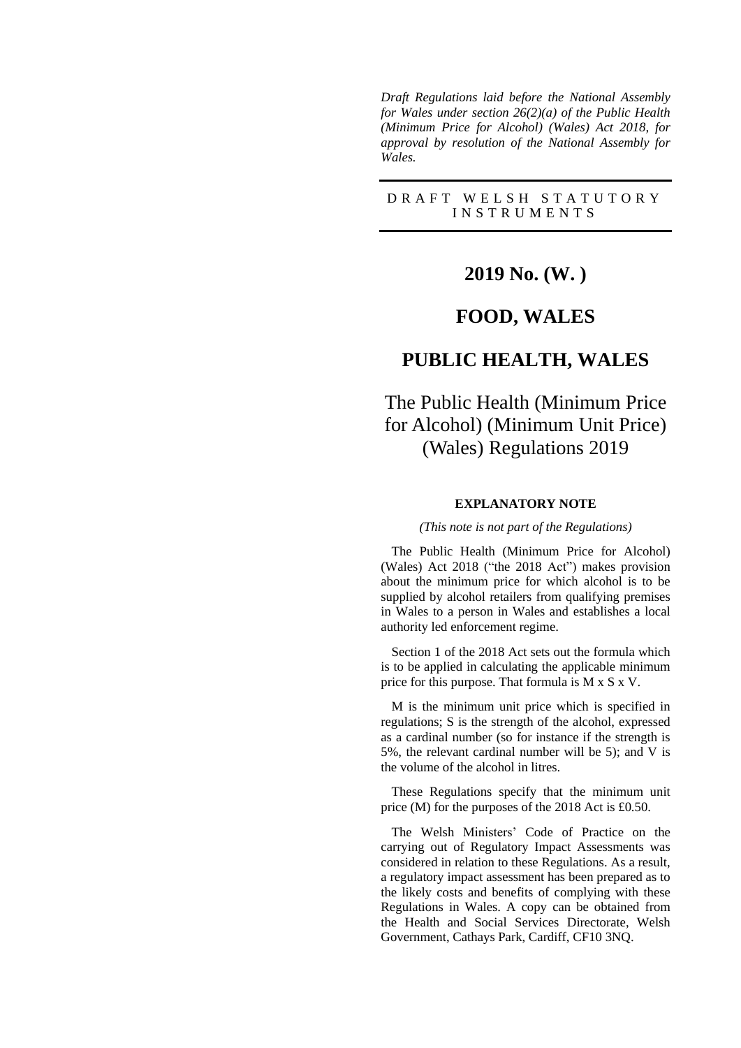*Draft Regulations laid before the National Assembly for Wales under section 26(2)(a) of the Public Health (Minimum Price for Alcohol) (Wales) Act 2018, for approval by resolution of the National Assembly for Wales.*

DRAFT WELSH STATUTORY INSTRUMENTS

# 2019 No. (W. )

# FOOD, WALES

# PUBLIC HEALTH, WALES

# The Public Health (Minimum Price for Alcohol) (Minimum Unit Price) (Wales) Regulations 2019

## EXPLANATORY NOTE

*(This note is not part of the Regulations)*

The Public Health (Minimum Price for Alcohol) (Wales) Act 2018 ("the 2018 Act") makes provision about the minimum price for which alcohol is to be supplied by alcohol retailers from qualifying premises in Wales to a person in Wales and establishes a local authority led enforcement regime.

Section 1 of the 2018 Act sets out the formula which is to be applied in calculating the applicable minimum price for this purpose. That formula is M x S x V.

M is the minimum unit price which is specified in regulations; S is the strength of the alcohol, expressed as a cardinal number (so for instance if the strength is 5%, the relevant cardinal number will be 5); and V is the volume of the alcohol in litres.

These Regulations specify that the minimum unit price (M) for the purposes of the 2018 Act is £0.50.

The Welsh Ministers' Code of Practice on the carrying out of Regulatory Impact Assessments was considered in relation to these Regulations. As a result, a regulatory impact assessment has been prepared as to the likely costs and benefits of complying with these Regulations in Wales. A copy can be obtained from the Health and Social Services Directorate, Welsh Government, Cathays Park, Cardiff, CF10 3NQ.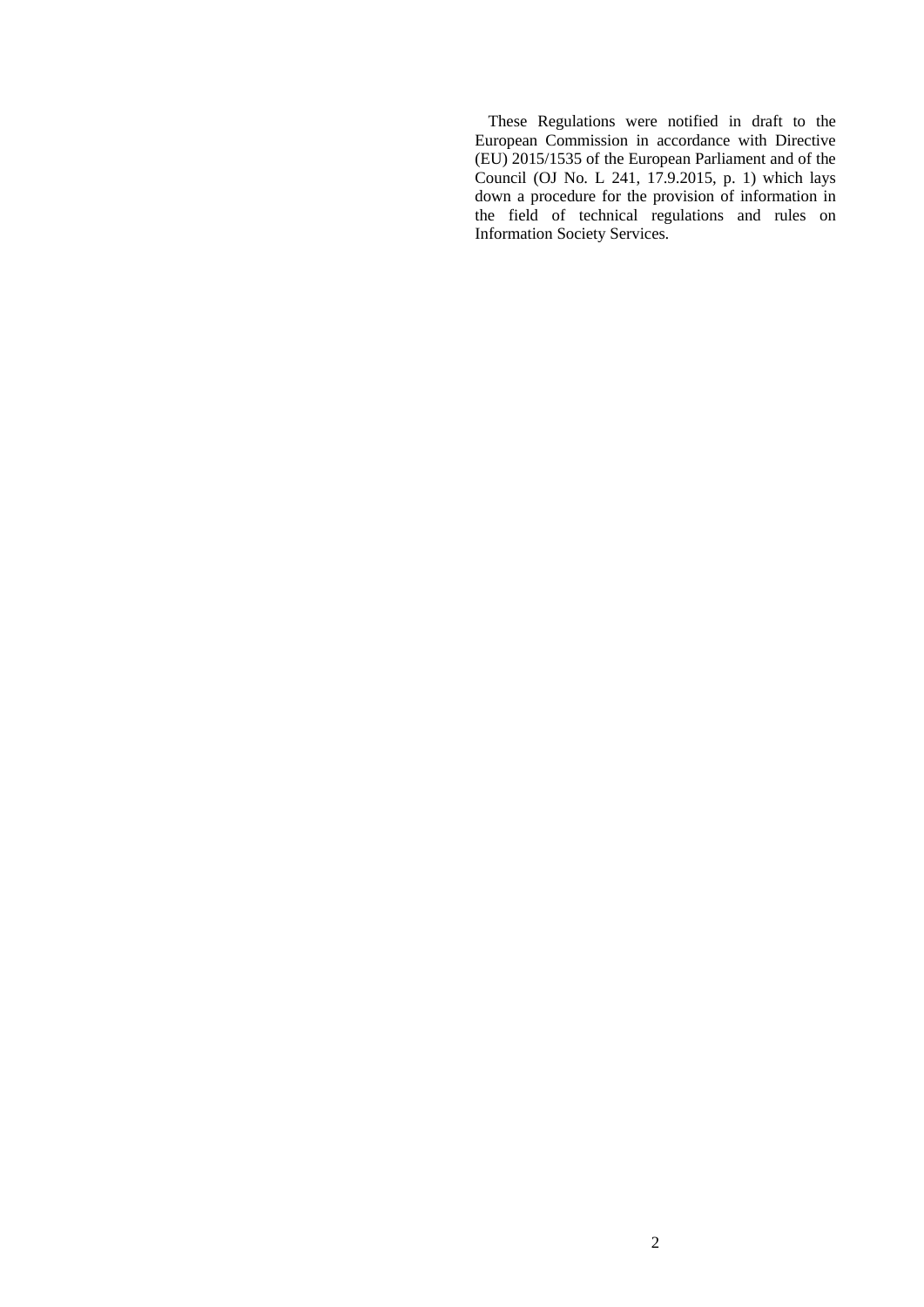These Regulations were notified in draft to the European Commission in accordance with Directive (EU) 2015/1535 of the European Parliament and of the Council (OJ No. L 241, 17.9.2015, p. 1) which lays down a procedure for the provision of information in the field of technical regulations and rules on Information Society Services.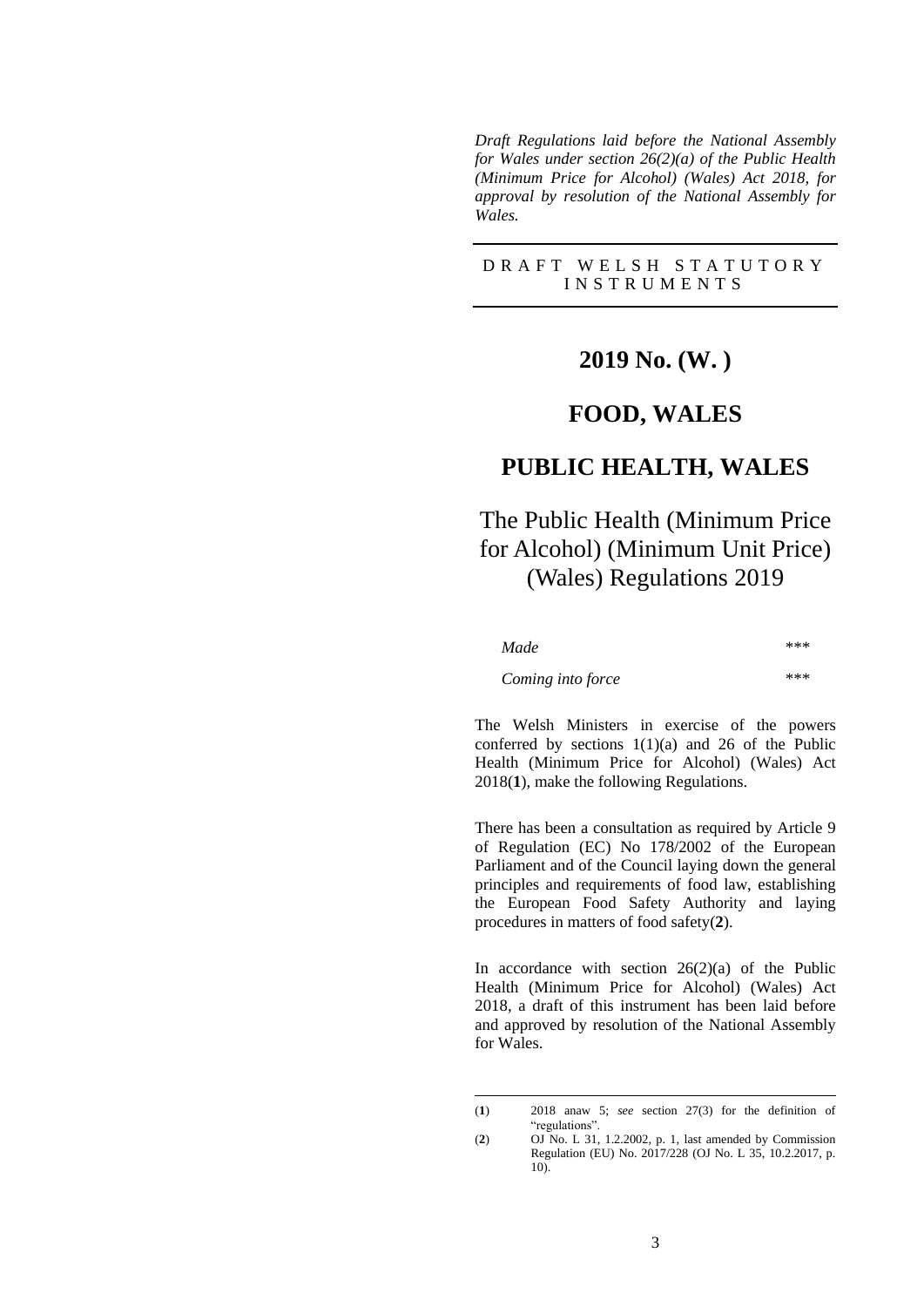*Draft Regulations laid before the National Assembly for Wales under section 26(2)(a) of the Public Health (Minimum Price for Alcohol) (Wales) Act 2018, for approval by resolution of the National Assembly for Wales.*

---

DRAFT WELSH STATUTORY INSTRUMENTS

---

# 2019 No. (W. )

# FOOD, WALES

# PUBLIC HEALTH, WALES

## The Public Health (Minimum Price for Alcohol) (Minimum Unit Price) (Wales) Regulations 2019

| | |
|---|---|
| *Made* | \*\*\* |
| *Coming into force* | \*\*\* |

The Welsh Ministers in exercise of the powers conferred by sections 1(1)(a) and 26 of the Public Health (Minimum Price for Alcohol) (Wales) Act 2018(**1**), make the following Regulations.

There has been a consultation as required by Article 9 of Regulation (EC) No 178/2002 of the European Parliament and of the Council laying down the general principles and requirements of food law, establishing the European Food Safety Authority and laying procedures in matters of food safety(**2**).

In accordance with section 26(2)(a) of the Public Health (Minimum Price for Alcohol) (Wales) Act 2018, a draft of this instrument has been laid before and approved by resolution of the National Assembly for Wales.

---

(**1**) 2018 anaw 5; *see* section 27(3) for the definition of "regulations".

(**2**) OJ No. L 31, 1.2.2002, p. 1, last amended by Commission Regulation (EU) No. 2017/228 (OJ No. L 35, 10.2.2017, p. 10).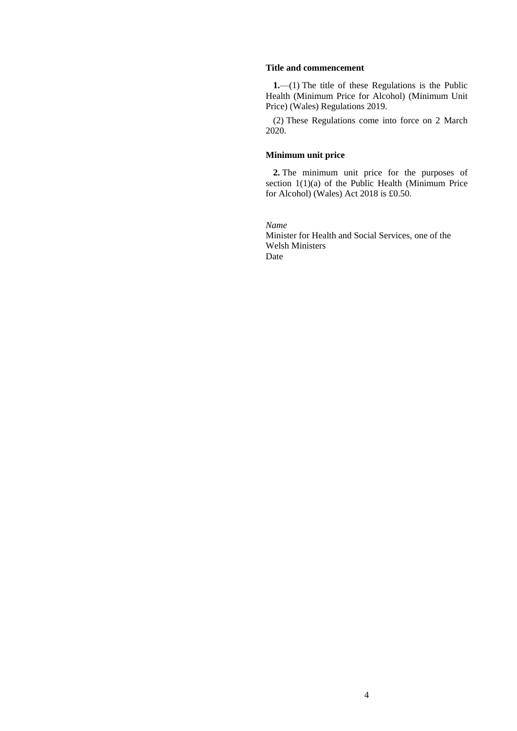### Title and commencement

**1.**—(1) The title of these Regulations is the Public Health (Minimum Price for Alcohol) (Minimum Unit Price) (Wales) Regulations 2019.

(2) These Regulations come into force on 2 March 2020.

### Minimum unit price

**2.** The minimum unit price for the purposes of section 1(1)(a) of the Public Health (Minimum Price for Alcohol) (Wales) Act 2018 is £0.50.

*Name*
Minister for Health and Social Services, one of the Welsh Ministers
Date